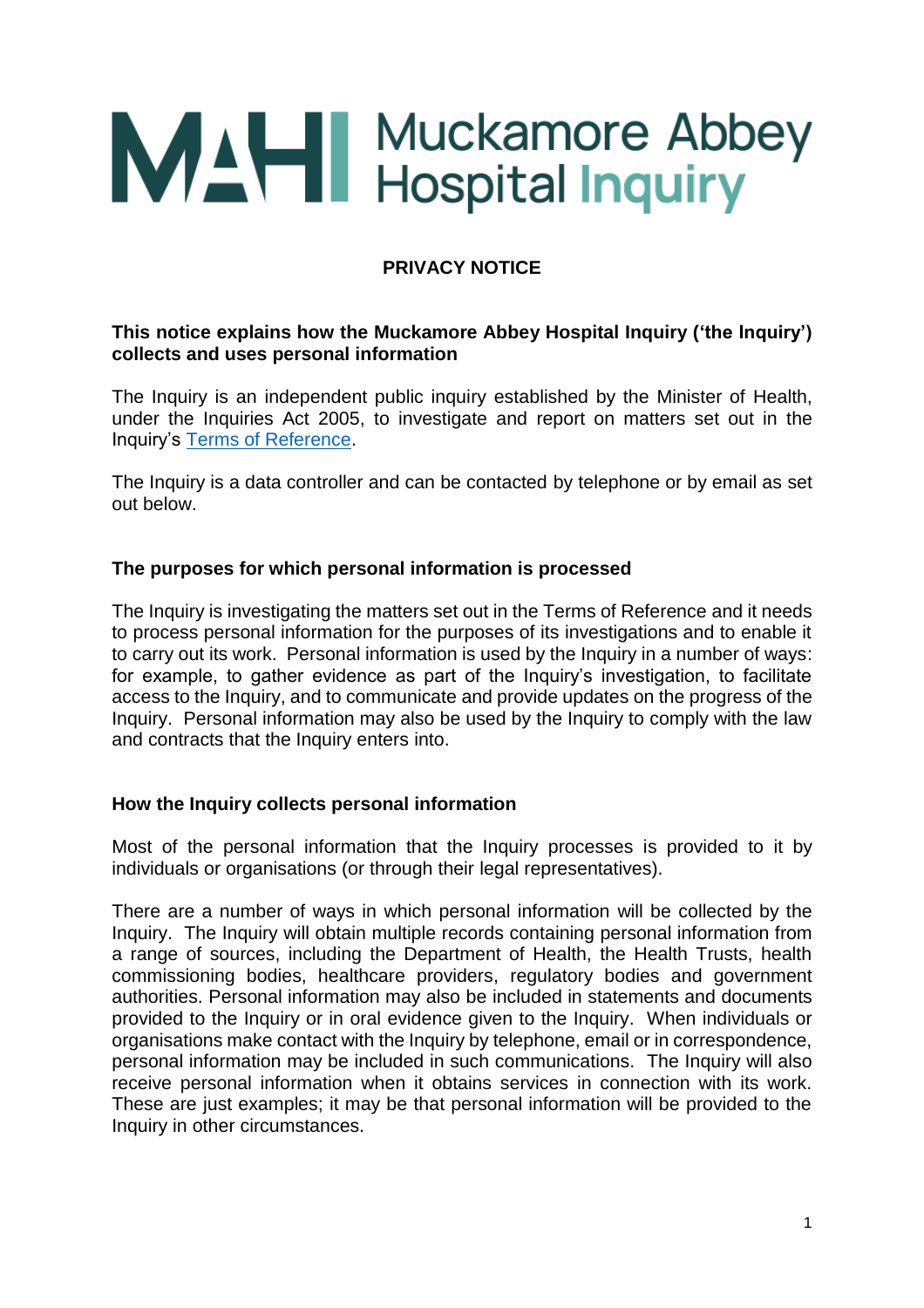# Muckamore Abbey Hospital Inquiry

## PRIVACY NOTICE

**This notice explains how the Muckamore Abbey Hospital Inquiry ('the Inquiry') collects and uses personal information**

The Inquiry is an independent public inquiry established by the Minister of Health, under the Inquiries Act 2005, to investigate and report on matters set out in the Inquiry's [Terms of Reference](Terms of Reference).

The Inquiry is a data controller and can be contacted by telephone or by email as set out below.

### The purposes for which personal information is processed

The Inquiry is investigating the matters set out in the Terms of Reference and it needs to process personal information for the purposes of its investigations and to enable it to carry out its work. Personal information is used by the Inquiry in a number of ways: for example, to gather evidence as part of the Inquiry's investigation, to facilitate access to the Inquiry, and to communicate and provide updates on the progress of the Inquiry. Personal information may also be used by the Inquiry to comply with the law and contracts that the Inquiry enters into.

### How the Inquiry collects personal information

Most of the personal information that the Inquiry processes is provided to it by individuals or organisations (or through their legal representatives).

There are a number of ways in which personal information will be collected by the Inquiry. The Inquiry will obtain multiple records containing personal information from a range of sources, including the Department of Health, the Health Trusts, health commissioning bodies, healthcare providers, regulatory bodies and government authorities. Personal information may also be included in statements and documents provided to the Inquiry or in oral evidence given to the Inquiry. When individuals or organisations make contact with the Inquiry by telephone, email or in correspondence, personal information may be included in such communications. The Inquiry will also receive personal information when it obtains services in connection with its work. These are just examples; it may be that personal information will be provided to the Inquiry in other circumstances.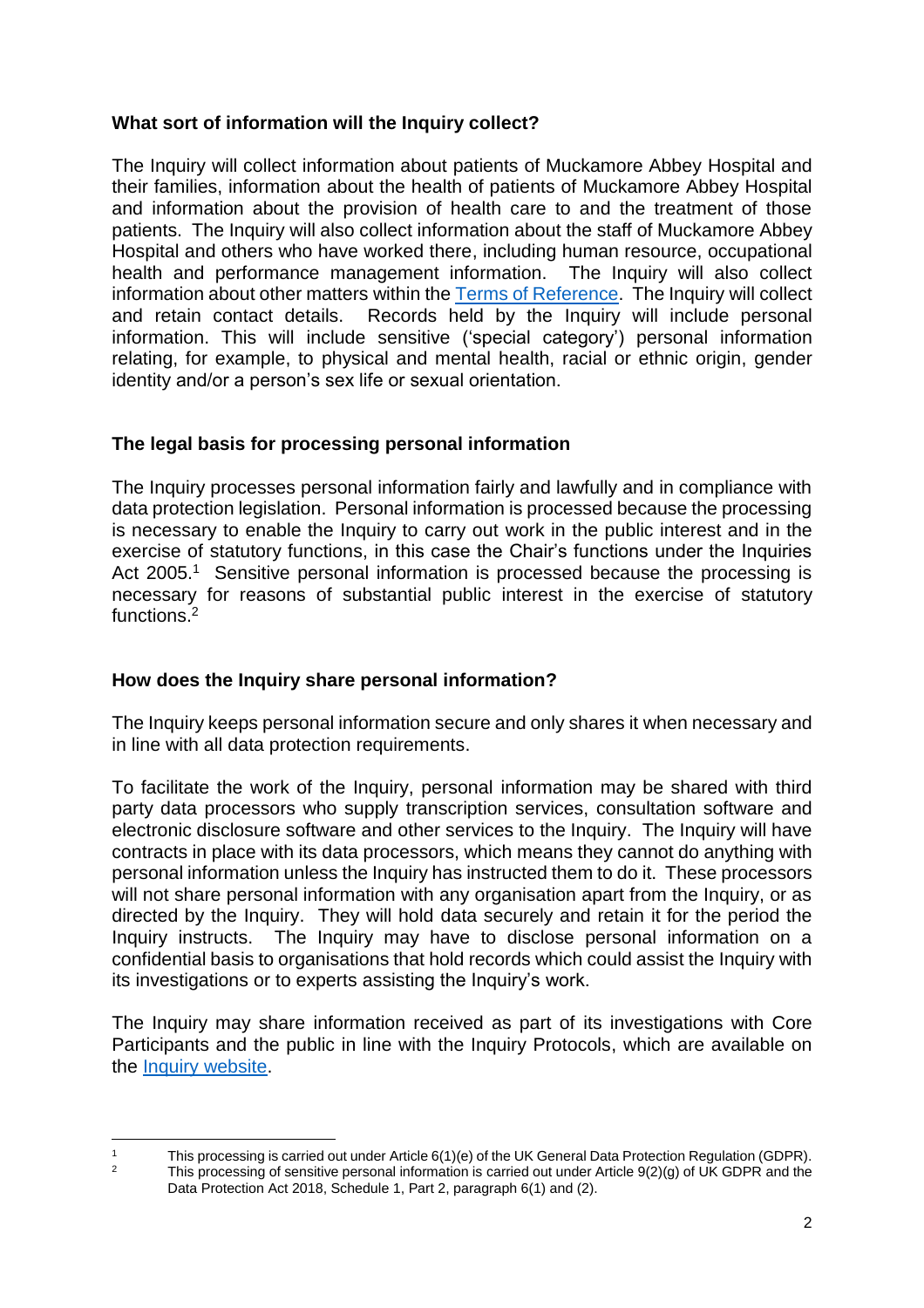### What sort of information will the Inquiry collect?

The Inquiry will collect information about patients of Muckamore Abbey Hospital and their families, information about the health of patients of Muckamore Abbey Hospital and information about the provision of health care to and the treatment of those patients. The Inquiry will also collect information about the staff of Muckamore Abbey Hospital and others who have worked there, including human resource, occupational health and performance management information. The Inquiry will also collect information about other matters within the [Terms of Reference](). The Inquiry will collect and retain contact details. Records held by the Inquiry will include personal information. This will include sensitive ('special category') personal information relating, for example, to physical and mental health, racial or ethnic origin, gender identity and/or a person's sex life or sexual orientation.

### The legal basis for processing personal information

The Inquiry processes personal information fairly and lawfully and in compliance with data protection legislation. Personal information is processed because the processing is necessary to enable the Inquiry to carry out work in the public interest and in the exercise of statutory functions, in this case the Chair's functions under the Inquiries Act 2005.[1] Sensitive personal information is processed because the processing is necessary for reasons of substantial public interest in the exercise of statutory functions.[2]

### How does the Inquiry share personal information?

The Inquiry keeps personal information secure and only shares it when necessary and in line with all data protection requirements.

To facilitate the work of the Inquiry, personal information may be shared with third party data processors who supply transcription services, consultation software and electronic disclosure software and other services to the Inquiry. The Inquiry will have contracts in place with its data processors, which means they cannot do anything with personal information unless the Inquiry has instructed them to do it. These processors will not share personal information with any organisation apart from the Inquiry, or as directed by the Inquiry. They will hold data securely and retain it for the period the Inquiry instructs. The Inquiry may have to disclose personal information on a confidential basis to organisations that hold records which could assist the Inquiry with its investigations or to experts assisting the Inquiry's work.

The Inquiry may share information received as part of its investigations with Core Participants and the public in line with the Inquiry Protocols, which are available on the [Inquiry website]().

---

[1] This processing is carried out under Article 6(1)(e) of the UK General Data Protection Regulation (GDPR).

[2] This processing of sensitive personal information is carried out under Article 9(2)(g) of UK GDPR and the Data Protection Act 2018, Schedule 1, Part 2, paragraph 6(1) and (2).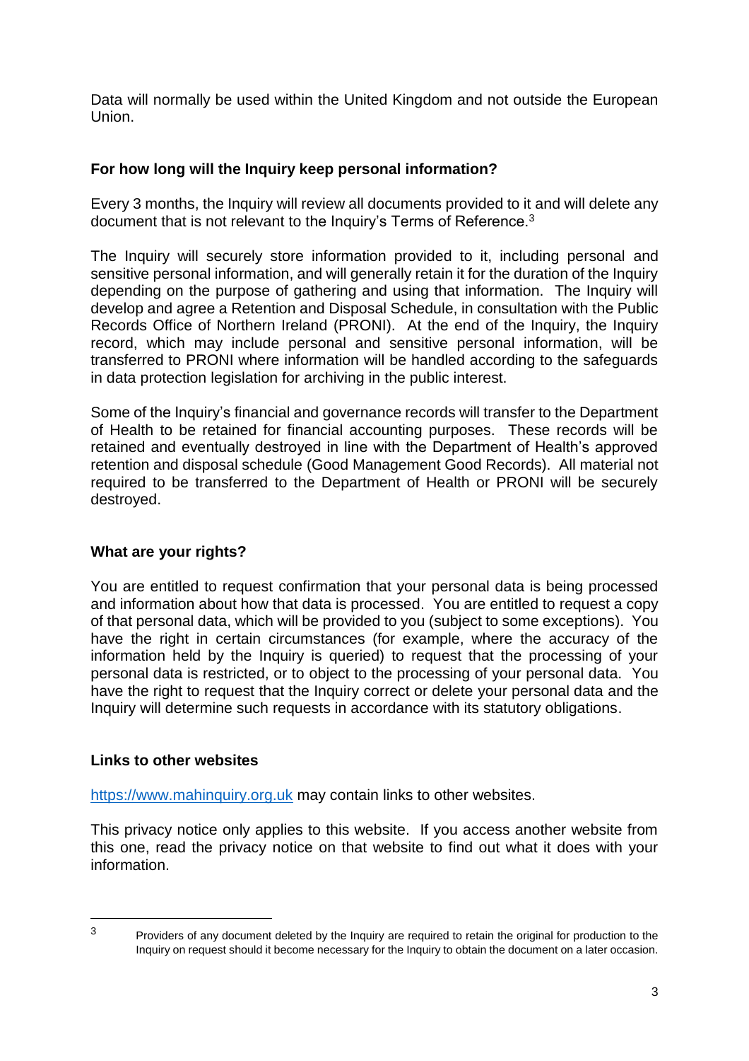Data will normally be used within the United Kingdom and not outside the European Union.

## For how long will the Inquiry keep personal information?

Every 3 months, the Inquiry will review all documents provided to it and will delete any document that is not relevant to the Inquiry's Terms of Reference.[3]

The Inquiry will securely store information provided to it, including personal and sensitive personal information, and will generally retain it for the duration of the Inquiry depending on the purpose of gathering and using that information. The Inquiry will develop and agree a Retention and Disposal Schedule, in consultation with the Public Records Office of Northern Ireland (PRONI). At the end of the Inquiry, the Inquiry record, which may include personal and sensitive personal information, will be transferred to PRONI where information will be handled according to the safeguards in data protection legislation for archiving in the public interest.

Some of the Inquiry's financial and governance records will transfer to the Department of Health to be retained for financial accounting purposes. These records will be retained and eventually destroyed in line with the Department of Health's approved retention and disposal schedule (Good Management Good Records). All material not required to be transferred to the Department of Health or PRONI will be securely destroyed.

## What are your rights?

You are entitled to request confirmation that your personal data is being processed and information about how that data is processed. You are entitled to request a copy of that personal data, which will be provided to you (subject to some exceptions). You have the right in certain circumstances (for example, where the accuracy of the information held by the Inquiry is queried) to request that the processing of your personal data is restricted, or to object to the processing of your personal data. You have the right to request that the Inquiry correct or delete your personal data and the Inquiry will determine such requests in accordance with its statutory obligations.

## Links to other websites

[https://www.mahinquiry.org.uk](https://www.mahinquiry.org.uk) may contain links to other websites.

This privacy notice only applies to this website. If you access another website from this one, read the privacy notice on that website to find out what it does with your information.

---

[3] Providers of any document deleted by the Inquiry are required to retain the original for production to the Inquiry on request should it become necessary for the Inquiry to obtain the document on a later occasion.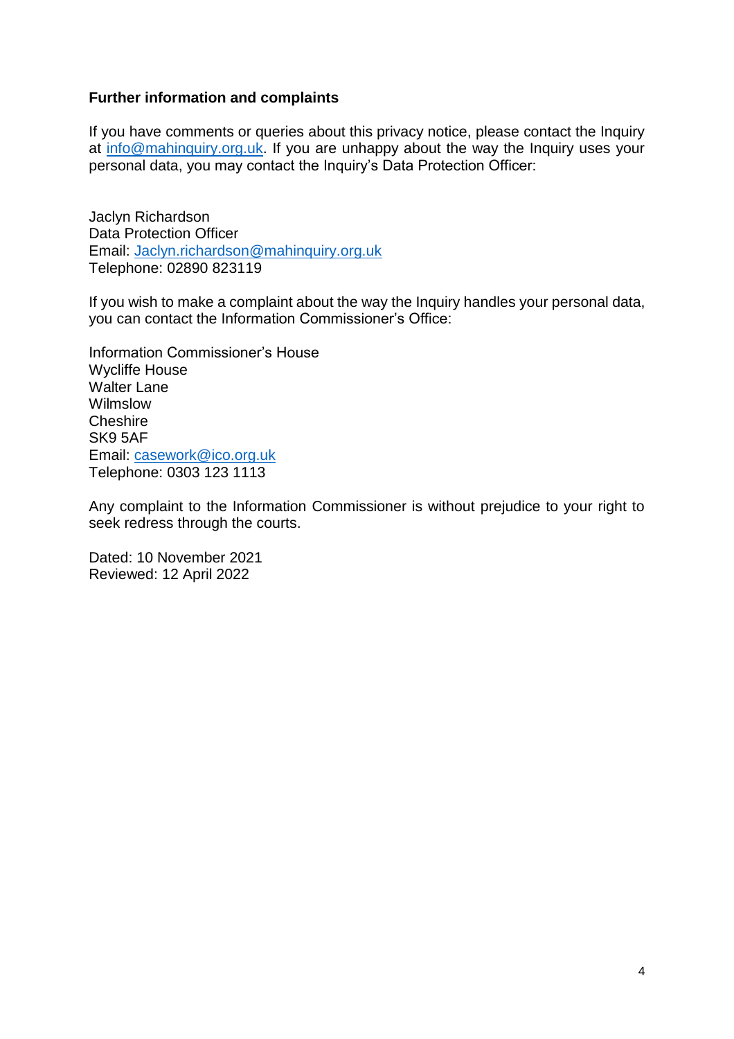## Further information and complaints

If you have comments or queries about this privacy notice, please contact the Inquiry at info@mahinquiry.org.uk. If you are unhappy about the way the Inquiry uses your personal data, you may contact the Inquiry's Data Protection Officer:

Jaclyn Richardson
Data Protection Officer
Email: Jaclyn.richardson@mahinquiry.org.uk
Telephone: 02890 823119

If you wish to make a complaint about the way the Inquiry handles your personal data, you can contact the Information Commissioner's Office:

Information Commissioner's House
Wycliffe House
Walter Lane
Wilmslow
Cheshire
SK9 5AF
Email: casework@ico.org.uk
Telephone: 0303 123 1113

Any complaint to the Information Commissioner is without prejudice to your right to seek redress through the courts.

Dated: 10 November 2021
Reviewed: 12 April 2022